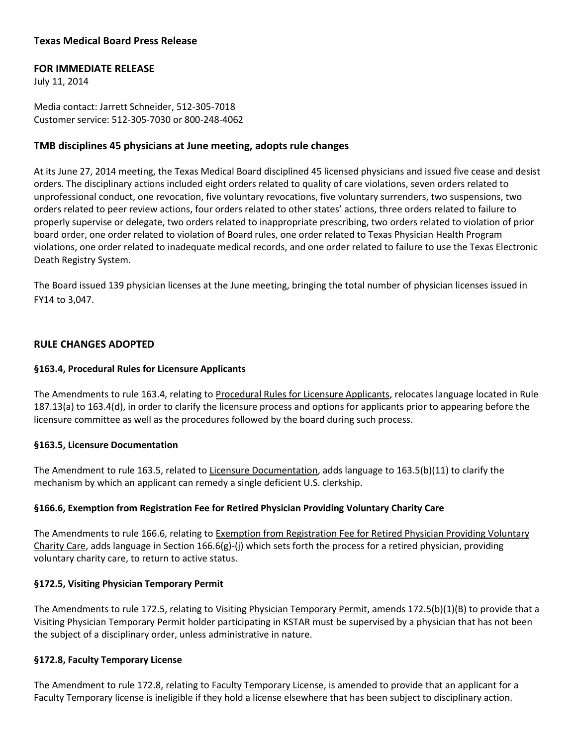# Texas Medical Board Press Release

**FOR IMMEDIATE RELEASE**

July 11, 2014

Media contact: Jarrett Schneider, 512-305-7018
Customer service: 512-305-7030 or 800-248-4062

## TMB disciplines 45 physicians at June meeting, adopts rule changes

At its June 27, 2014 meeting, the Texas Medical Board disciplined 45 licensed physicians and issued five cease and desist orders. The disciplinary actions included eight orders related to quality of care violations, seven orders related to unprofessional conduct, one revocation, five voluntary revocations, five voluntary surrenders, two suspensions, two orders related to peer review actions, four orders related to other states' actions, three orders related to failure to properly supervise or delegate, two orders related to inappropriate prescribing, two orders related to violation of prior board order, one order related to violation of Board rules, one order related to Texas Physician Health Program violations, one order related to inadequate medical records, and one order related to failure to use the Texas Electronic Death Registry System.

The Board issued 139 physician licenses at the June meeting, bringing the total number of physician licenses issued in FY14 to 3,047.

## RULE CHANGES ADOPTED

### §163.4, Procedural Rules for Licensure Applicants

The Amendments to rule 163.4, relating to Procedural Rules for Licensure Applicants, relocates language located in Rule 187.13(a) to 163.4(d), in order to clarify the licensure process and options for applicants prior to appearing before the licensure committee as well as the procedures followed by the board during such process.

### §163.5, Licensure Documentation

The Amendment to rule 163.5, related to Licensure Documentation, adds language to 163.5(b)(11) to clarify the mechanism by which an applicant can remedy a single deficient U.S. clerkship.

### §166.6, Exemption from Registration Fee for Retired Physician Providing Voluntary Charity Care

The Amendments to rule 166.6, relating to Exemption from Registration Fee for Retired Physician Providing Voluntary Charity Care, adds language in Section 166.6(g)-(j) which sets forth the process for a retired physician, providing voluntary charity care, to return to active status.

### §172.5, Visiting Physician Temporary Permit

The Amendments to rule 172.5, relating to Visiting Physician Temporary Permit, amends 172.5(b)(1)(B) to provide that a Visiting Physician Temporary Permit holder participating in KSTAR must be supervised by a physician that has not been the subject of a disciplinary order, unless administrative in nature.

### §172.8, Faculty Temporary License

The Amendment to rule 172.8, relating to Faculty Temporary License, is amended to provide that an applicant for a Faculty Temporary license is ineligible if they hold a license elsewhere that has been subject to disciplinary action.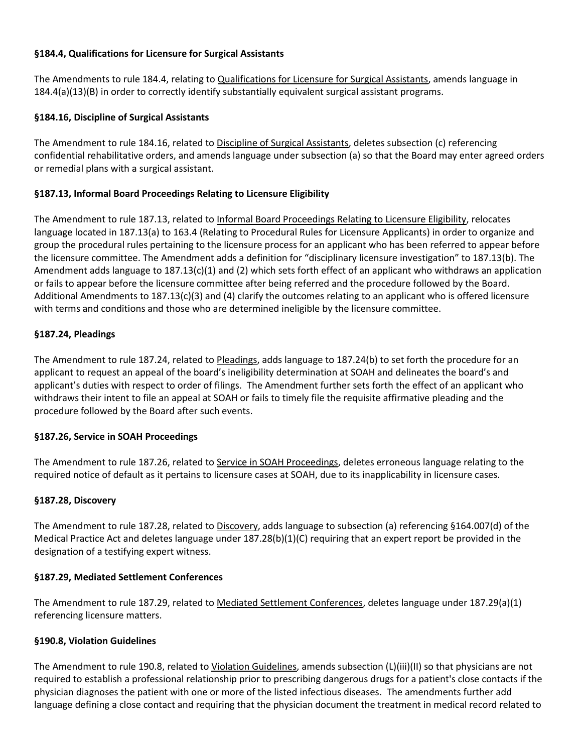### §184.4, Qualifications for Licensure for Surgical Assistants

The Amendments to rule 184.4, relating to Qualifications for Licensure for Surgical Assistants, amends language in 184.4(a)(13)(B) in order to correctly identify substantially equivalent surgical assistant programs.

### §184.16, Discipline of Surgical Assistants

The Amendment to rule 184.16, related to Discipline of Surgical Assistants, deletes subsection (c) referencing confidential rehabilitative orders, and amends language under subsection (a) so that the Board may enter agreed orders or remedial plans with a surgical assistant.

### §187.13, Informal Board Proceedings Relating to Licensure Eligibility

The Amendment to rule 187.13, related to Informal Board Proceedings Relating to Licensure Eligibility, relocates language located in 187.13(a) to 163.4 (Relating to Procedural Rules for Licensure Applicants) in order to organize and group the procedural rules pertaining to the licensure process for an applicant who has been referred to appear before the licensure committee. The Amendment adds a definition for "disciplinary licensure investigation" to 187.13(b). The Amendment adds language to 187.13(c)(1) and (2) which sets forth effect of an applicant who withdraws an application or fails to appear before the licensure committee after being referred and the procedure followed by the Board. Additional Amendments to 187.13(c)(3) and (4) clarify the outcomes relating to an applicant who is offered licensure with terms and conditions and those who are determined ineligible by the licensure committee.

### §187.24, Pleadings

The Amendment to rule 187.24, related to Pleadings, adds language to 187.24(b) to set forth the procedure for an applicant to request an appeal of the board's ineligibility determination at SOAH and delineates the board's and applicant's duties with respect to order of filings. The Amendment further sets forth the effect of an applicant who withdraws their intent to file an appeal at SOAH or fails to timely file the requisite affirmative pleading and the procedure followed by the Board after such events.

### §187.26, Service in SOAH Proceedings

The Amendment to rule 187.26, related to Service in SOAH Proceedings, deletes erroneous language relating to the required notice of default as it pertains to licensure cases at SOAH, due to its inapplicability in licensure cases.

### §187.28, Discovery

The Amendment to rule 187.28, related to Discovery, adds language to subsection (a) referencing §164.007(d) of the Medical Practice Act and deletes language under 187.28(b)(1)(C) requiring that an expert report be provided in the designation of a testifying expert witness.

### §187.29, Mediated Settlement Conferences

The Amendment to rule 187.29, related to Mediated Settlement Conferences, deletes language under 187.29(a)(1) referencing licensure matters.

### §190.8, Violation Guidelines

The Amendment to rule 190.8, related to Violation Guidelines, amends subsection (L)(iii)(II) so that physicians are not required to establish a professional relationship prior to prescribing dangerous drugs for a patient's close contacts if the physician diagnoses the patient with one or more of the listed infectious diseases. The amendments further add language defining a close contact and requiring that the physician document the treatment in medical record related to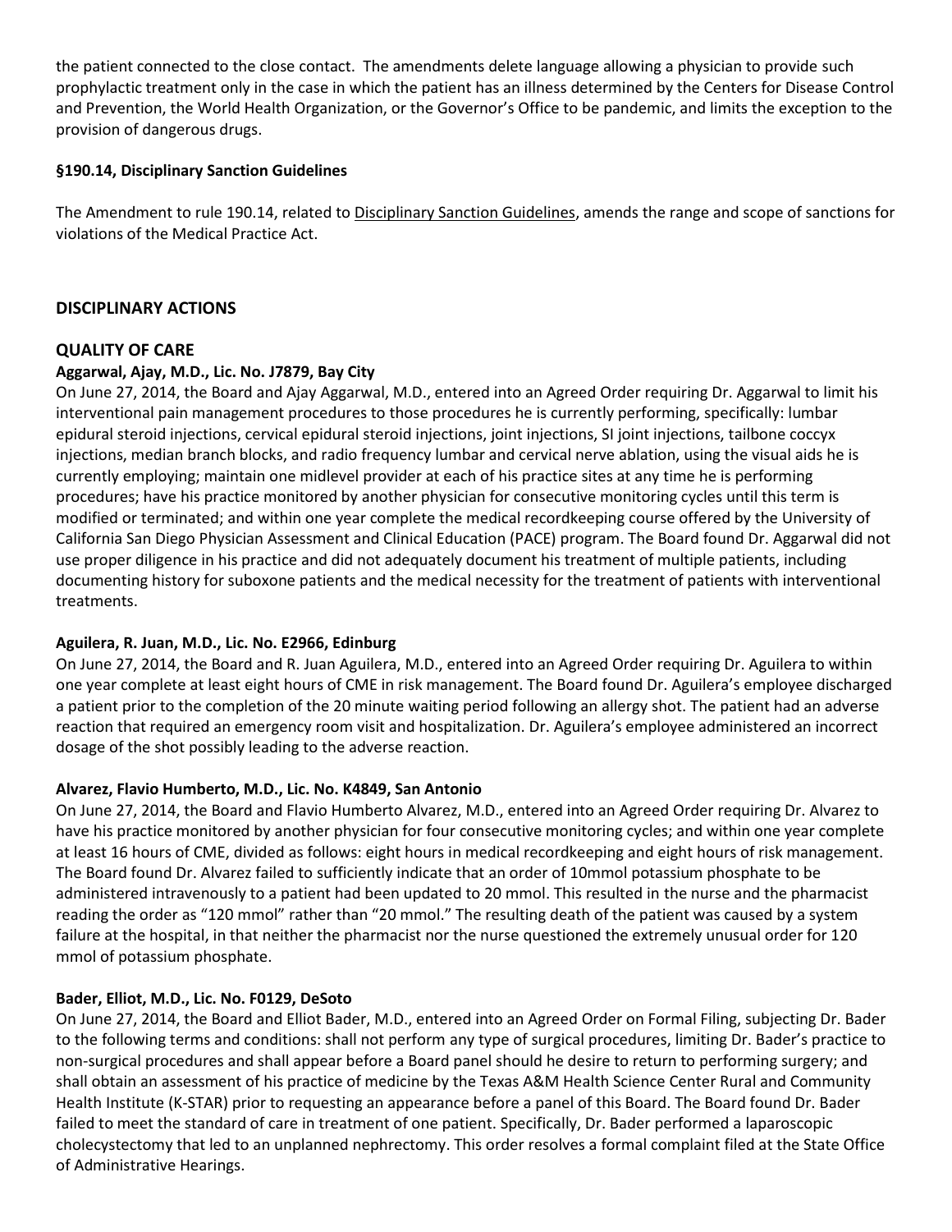the patient connected to the close contact. The amendments delete language allowing a physician to provide such prophylactic treatment only in the case in which the patient has an illness determined by the Centers for Disease Control and Prevention, the World Health Organization, or the Governor's Office to be pandemic, and limits the exception to the provision of dangerous drugs.

**§190.14, Disciplinary Sanction Guidelines**

The Amendment to rule 190.14, related to Disciplinary Sanction Guidelines, amends the range and scope of sanctions for violations of the Medical Practice Act.

## DISCIPLINARY ACTIONS

### QUALITY OF CARE

**Aggarwal, Ajay, M.D., Lic. No. J7879, Bay City**

On June 27, 2014, the Board and Ajay Aggarwal, M.D., entered into an Agreed Order requiring Dr. Aggarwal to limit his interventional pain management procedures to those procedures he is currently performing, specifically: lumbar epidural steroid injections, cervical epidural steroid injections, joint injections, SI joint injections, tailbone coccyx injections, median branch blocks, and radio frequency lumbar and cervical nerve ablation, using the visual aids he is currently employing; maintain one midlevel provider at each of his practice sites at any time he is performing procedures; have his practice monitored by another physician for consecutive monitoring cycles until this term is modified or terminated; and within one year complete the medical recordkeeping course offered by the University of California San Diego Physician Assessment and Clinical Education (PACE) program. The Board found Dr. Aggarwal did not use proper diligence in his practice and did not adequately document his treatment of multiple patients, including documenting history for suboxone patients and the medical necessity for the treatment of patients with interventional treatments.

**Aguilera, R. Juan, M.D., Lic. No. E2966, Edinburg**

On June 27, 2014, the Board and R. Juan Aguilera, M.D., entered into an Agreed Order requiring Dr. Aguilera to within one year complete at least eight hours of CME in risk management. The Board found Dr. Aguilera's employee discharged a patient prior to the completion of the 20 minute waiting period following an allergy shot. The patient had an adverse reaction that required an emergency room visit and hospitalization. Dr. Aguilera's employee administered an incorrect dosage of the shot possibly leading to the adverse reaction.

**Alvarez, Flavio Humberto, M.D., Lic. No. K4849, San Antonio**

On June 27, 2014, the Board and Flavio Humberto Alvarez, M.D., entered into an Agreed Order requiring Dr. Alvarez to have his practice monitored by another physician for four consecutive monitoring cycles; and within one year complete at least 16 hours of CME, divided as follows: eight hours in medical recordkeeping and eight hours of risk management. The Board found Dr. Alvarez failed to sufficiently indicate that an order of 10mmol potassium phosphate to be administered intravenously to a patient had been updated to 20 mmol. This resulted in the nurse and the pharmacist reading the order as "120 mmol" rather than "20 mmol." The resulting death of the patient was caused by a system failure at the hospital, in that neither the pharmacist nor the nurse questioned the extremely unusual order for 120 mmol of potassium phosphate.

**Bader, Elliot, M.D., Lic. No. F0129, DeSoto**

On June 27, 2014, the Board and Elliot Bader, M.D., entered into an Agreed Order on Formal Filing, subjecting Dr. Bader to the following terms and conditions: shall not perform any type of surgical procedures, limiting Dr. Bader's practice to non-surgical procedures and shall appear before a Board panel should he desire to return to performing surgery; and shall obtain an assessment of his practice of medicine by the Texas A&M Health Science Center Rural and Community Health Institute (K-STAR) prior to requesting an appearance before a panel of this Board. The Board found Dr. Bader failed to meet the standard of care in treatment of one patient. Specifically, Dr. Bader performed a laparoscopic cholecystectomy that led to an unplanned nephrectomy. This order resolves a formal complaint filed at the State Office of Administrative Hearings.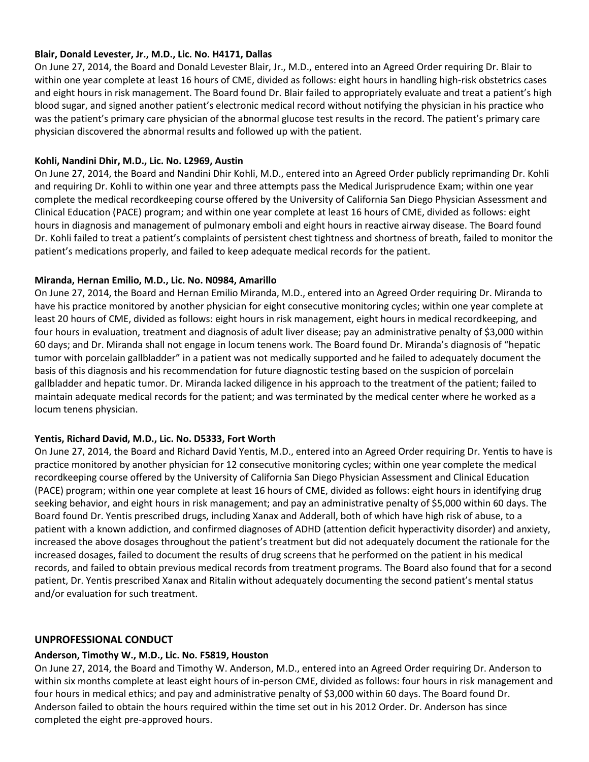**Blair, Donald Levester, Jr., M.D., Lic. No. H4171, Dallas**

On June 27, 2014, the Board and Donald Levester Blair, Jr., M.D., entered into an Agreed Order requiring Dr. Blair to within one year complete at least 16 hours of CME, divided as follows: eight hours in handling high-risk obstetrics cases and eight hours in risk management. The Board found Dr. Blair failed to appropriately evaluate and treat a patient's high blood sugar, and signed another patient's electronic medical record without notifying the physician in his practice who was the patient's primary care physician of the abnormal glucose test results in the record. The patient's primary care physician discovered the abnormal results and followed up with the patient.

**Kohli, Nandini Dhir, M.D., Lic. No. L2969, Austin**

On June 27, 2014, the Board and Nandini Dhir Kohli, M.D., entered into an Agreed Order publicly reprimanding Dr. Kohli and requiring Dr. Kohli to within one year and three attempts pass the Medical Jurisprudence Exam; within one year complete the medical recordkeeping course offered by the University of California San Diego Physician Assessment and Clinical Education (PACE) program; and within one year complete at least 16 hours of CME, divided as follows: eight hours in diagnosis and management of pulmonary emboli and eight hours in reactive airway disease. The Board found Dr. Kohli failed to treat a patient's complaints of persistent chest tightness and shortness of breath, failed to monitor the patient's medications properly, and failed to keep adequate medical records for the patient.

**Miranda, Hernan Emilio, M.D., Lic. No. N0984, Amarillo**

On June 27, 2014, the Board and Hernan Emilio Miranda, M.D., entered into an Agreed Order requiring Dr. Miranda to have his practice monitored by another physician for eight consecutive monitoring cycles; within one year complete at least 20 hours of CME, divided as follows: eight hours in risk management, eight hours in medical recordkeeping, and four hours in evaluation, treatment and diagnosis of adult liver disease; pay an administrative penalty of $3,000 within 60 days; and Dr. Miranda shall not engage in locum tenens work. The Board found Dr. Miranda's diagnosis of "hepatic tumor with porcelain gallbladder" in a patient was not medically supported and he failed to adequately document the basis of this diagnosis and his recommendation for future diagnostic testing based on the suspicion of porcelain gallbladder and hepatic tumor. Dr. Miranda lacked diligence in his approach to the treatment of the patient; failed to maintain adequate medical records for the patient; and was terminated by the medical center where he worked as a locum tenens physician.

**Yentis, Richard David, M.D., Lic. No. D5333, Fort Worth**

On June 27, 2014, the Board and Richard David Yentis, M.D., entered into an Agreed Order requiring Dr. Yentis to have is practice monitored by another physician for 12 consecutive monitoring cycles; within one year complete the medical recordkeeping course offered by the University of California San Diego Physician Assessment and Clinical Education (PACE) program; within one year complete at least 16 hours of CME, divided as follows: eight hours in identifying drug seeking behavior, and eight hours in risk management; and pay an administrative penalty of $5,000 within 60 days. The Board found Dr. Yentis prescribed drugs, including Xanax and Adderall, both of which have high risk of abuse, to a patient with a known addiction, and confirmed diagnoses of ADHD (attention deficit hyperactivity disorder) and anxiety, increased the above dosages throughout the patient's treatment but did not adequately document the rationale for the increased dosages, failed to document the results of drug screens that he performed on the patient in his medical records, and failed to obtain previous medical records from treatment programs. The Board also found that for a second patient, Dr. Yentis prescribed Xanax and Ritalin without adequately documenting the second patient's mental status and/or evaluation for such treatment.

## UNPROFESSIONAL CONDUCT

**Anderson, Timothy W., M.D., Lic. No. F5819, Houston**

On June 27, 2014, the Board and Timothy W. Anderson, M.D., entered into an Agreed Order requiring Dr. Anderson to within six months complete at least eight hours of in-person CME, divided as follows: four hours in risk management and four hours in medical ethics; and pay and administrative penalty of $3,000 within 60 days. The Board found Dr. Anderson failed to obtain the hours required within the time set out in his 2012 Order. Dr. Anderson has since completed the eight pre-approved hours.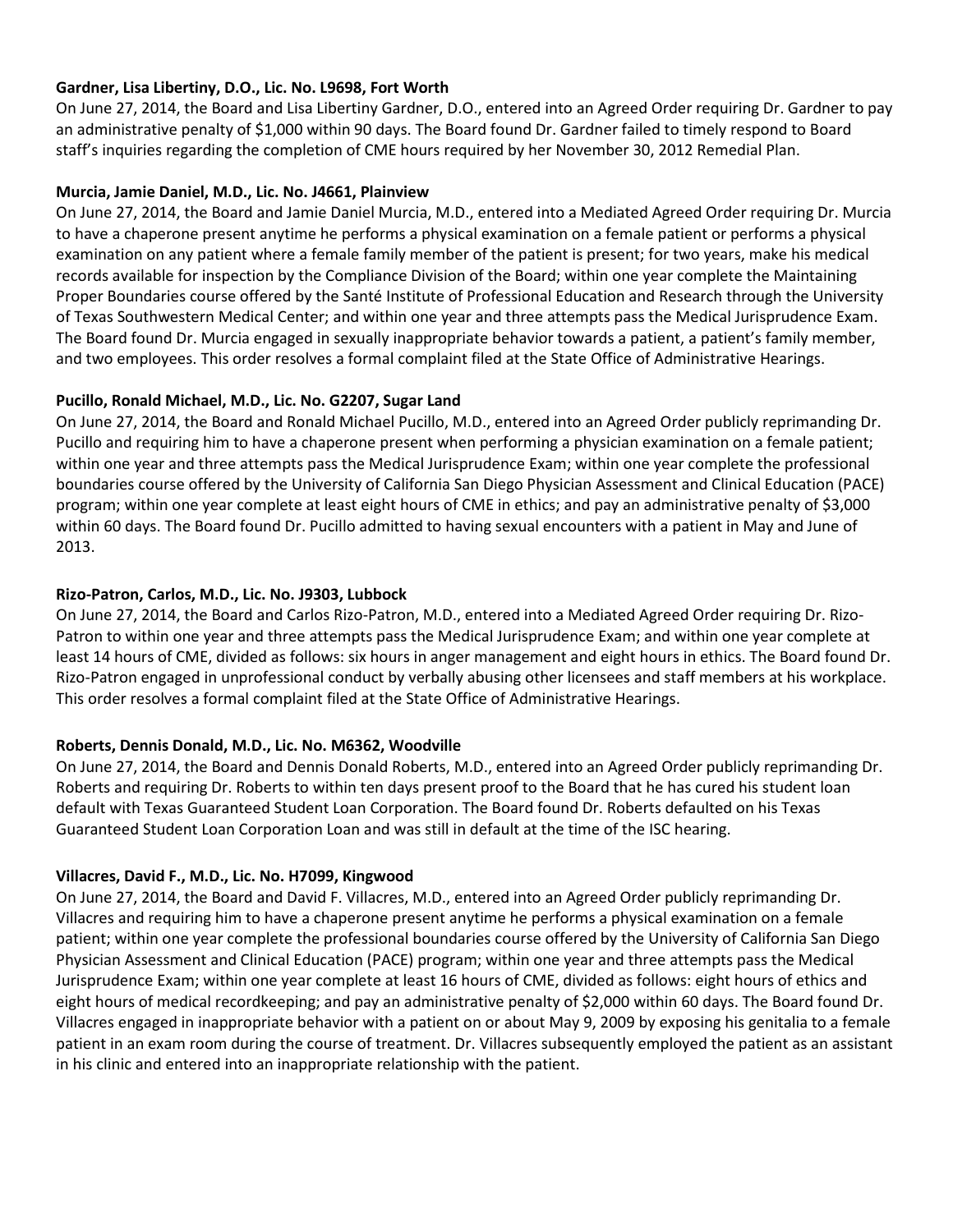**Gardner, Lisa Libertiny, D.O., Lic. No. L9698, Fort Worth**

On June 27, 2014, the Board and Lisa Libertiny Gardner, D.O., entered into an Agreed Order requiring Dr. Gardner to pay an administrative penalty of $1,000 within 90 days. The Board found Dr. Gardner failed to timely respond to Board staff's inquiries regarding the completion of CME hours required by her November 30, 2012 Remedial Plan.

**Murcia, Jamie Daniel, M.D., Lic. No. J4661, Plainview**

On June 27, 2014, the Board and Jamie Daniel Murcia, M.D., entered into a Mediated Agreed Order requiring Dr. Murcia to have a chaperone present anytime he performs a physical examination on a female patient or performs a physical examination on any patient where a female family member of the patient is present; for two years, make his medical records available for inspection by the Compliance Division of the Board; within one year complete the Maintaining Proper Boundaries course offered by the Santé Institute of Professional Education and Research through the University of Texas Southwestern Medical Center; and within one year and three attempts pass the Medical Jurisprudence Exam. The Board found Dr. Murcia engaged in sexually inappropriate behavior towards a patient, a patient's family member, and two employees. This order resolves a formal complaint filed at the State Office of Administrative Hearings.

**Pucillo, Ronald Michael, M.D., Lic. No. G2207, Sugar Land**

On June 27, 2014, the Board and Ronald Michael Pucillo, M.D., entered into an Agreed Order publicly reprimanding Dr. Pucillo and requiring him to have a chaperone present when performing a physician examination on a female patient; within one year and three attempts pass the Medical Jurisprudence Exam; within one year complete the professional boundaries course offered by the University of California San Diego Physician Assessment and Clinical Education (PACE) program; within one year complete at least eight hours of CME in ethics; and pay an administrative penalty of $3,000 within 60 days. The Board found Dr. Pucillo admitted to having sexual encounters with a patient in May and June of 2013.

**Rizo-Patron, Carlos, M.D., Lic. No. J9303, Lubbock**

On June 27, 2014, the Board and Carlos Rizo-Patron, M.D., entered into a Mediated Agreed Order requiring Dr. Rizo-Patron to within one year and three attempts pass the Medical Jurisprudence Exam; and within one year complete at least 14 hours of CME, divided as follows: six hours in anger management and eight hours in ethics. The Board found Dr. Rizo-Patron engaged in unprofessional conduct by verbally abusing other licensees and staff members at his workplace. This order resolves a formal complaint filed at the State Office of Administrative Hearings.

**Roberts, Dennis Donald, M.D., Lic. No. M6362, Woodville**

On June 27, 2014, the Board and Dennis Donald Roberts, M.D., entered into an Agreed Order publicly reprimanding Dr. Roberts and requiring Dr. Roberts to within ten days present proof to the Board that he has cured his student loan default with Texas Guaranteed Student Loan Corporation. The Board found Dr. Roberts defaulted on his Texas Guaranteed Student Loan Corporation Loan and was still in default at the time of the ISC hearing.

**Villacres, David F., M.D., Lic. No. H7099, Kingwood**

On June 27, 2014, the Board and David F. Villacres, M.D., entered into an Agreed Order publicly reprimanding Dr. Villacres and requiring him to have a chaperone present anytime he performs a physical examination on a female patient; within one year complete the professional boundaries course offered by the University of California San Diego Physician Assessment and Clinical Education (PACE) program; within one year and three attempts pass the Medical Jurisprudence Exam; within one year complete at least 16 hours of CME, divided as follows: eight hours of ethics and eight hours of medical recordkeeping; and pay an administrative penalty of $2,000 within 60 days. The Board found Dr. Villacres engaged in inappropriate behavior with a patient on or about May 9, 2009 by exposing his genitalia to a female patient in an exam room during the course of treatment. Dr. Villacres subsequently employed the patient as an assistant in his clinic and entered into an inappropriate relationship with the patient.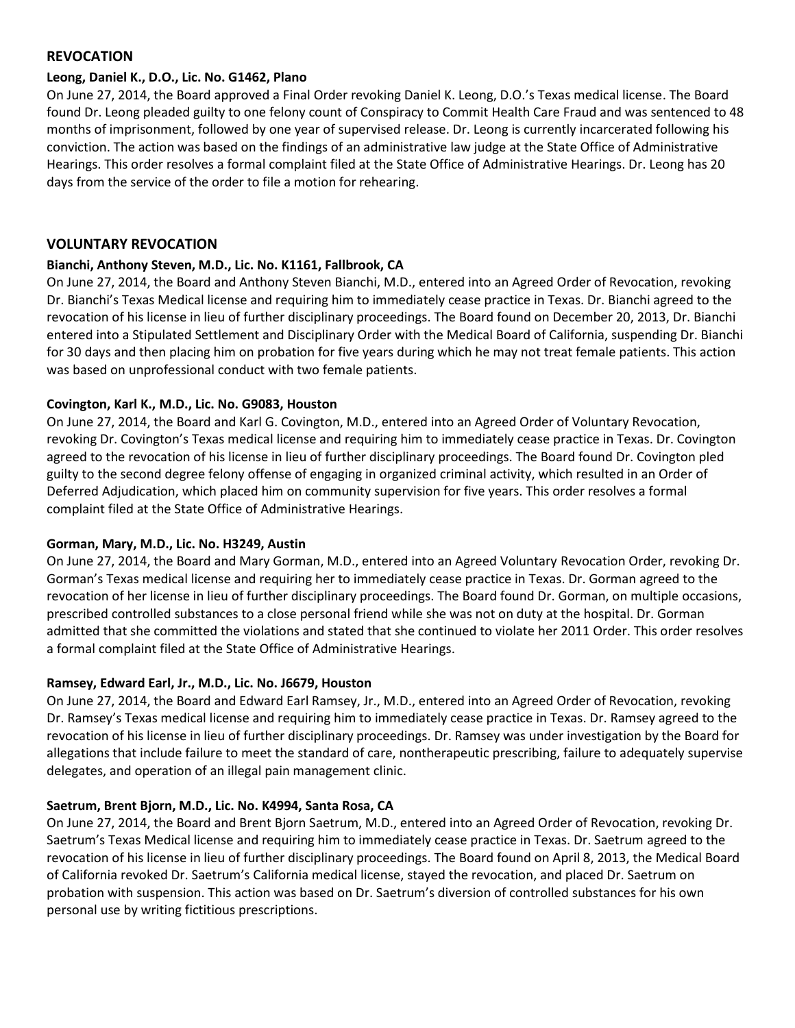## REVOCATION

### Leong, Daniel K., D.O., Lic. No. G1462, Plano

On June 27, 2014, the Board approved a Final Order revoking Daniel K. Leong, D.O.'s Texas medical license. The Board found Dr. Leong pleaded guilty to one felony count of Conspiracy to Commit Health Care Fraud and was sentenced to 48 months of imprisonment, followed by one year of supervised release. Dr. Leong is currently incarcerated following his conviction. The action was based on the findings of an administrative law judge at the State Office of Administrative Hearings. This order resolves a formal complaint filed at the State Office of Administrative Hearings. Dr. Leong has 20 days from the service of the order to file a motion for rehearing.

## VOLUNTARY REVOCATION

### Bianchi, Anthony Steven, M.D., Lic. No. K1161, Fallbrook, CA

On June 27, 2014, the Board and Anthony Steven Bianchi, M.D., entered into an Agreed Order of Revocation, revoking Dr. Bianchi's Texas Medical license and requiring him to immediately cease practice in Texas. Dr. Bianchi agreed to the revocation of his license in lieu of further disciplinary proceedings. The Board found on December 20, 2013, Dr. Bianchi entered into a Stipulated Settlement and Disciplinary Order with the Medical Board of California, suspending Dr. Bianchi for 30 days and then placing him on probation for five years during which he may not treat female patients. This action was based on unprofessional conduct with two female patients.

### Covington, Karl K., M.D., Lic. No. G9083, Houston

On June 27, 2014, the Board and Karl G. Covington, M.D., entered into an Agreed Order of Voluntary Revocation, revoking Dr. Covington's Texas medical license and requiring him to immediately cease practice in Texas. Dr. Covington agreed to the revocation of his license in lieu of further disciplinary proceedings. The Board found Dr. Covington pled guilty to the second degree felony offense of engaging in organized criminal activity, which resulted in an Order of Deferred Adjudication, which placed him on community supervision for five years. This order resolves a formal complaint filed at the State Office of Administrative Hearings.

### Gorman, Mary, M.D., Lic. No. H3249, Austin

On June 27, 2014, the Board and Mary Gorman, M.D., entered into an Agreed Voluntary Revocation Order, revoking Dr. Gorman's Texas medical license and requiring her to immediately cease practice in Texas. Dr. Gorman agreed to the revocation of her license in lieu of further disciplinary proceedings. The Board found Dr. Gorman, on multiple occasions, prescribed controlled substances to a close personal friend while she was not on duty at the hospital. Dr. Gorman admitted that she committed the violations and stated that she continued to violate her 2011 Order. This order resolves a formal complaint filed at the State Office of Administrative Hearings.

### Ramsey, Edward Earl, Jr., M.D., Lic. No. J6679, Houston

On June 27, 2014, the Board and Edward Earl Ramsey, Jr., M.D., entered into an Agreed Order of Revocation, revoking Dr. Ramsey's Texas medical license and requiring him to immediately cease practice in Texas. Dr. Ramsey agreed to the revocation of his license in lieu of further disciplinary proceedings. Dr. Ramsey was under investigation by the Board for allegations that include failure to meet the standard of care, nontherapeutic prescribing, failure to adequately supervise delegates, and operation of an illegal pain management clinic.

### Saetrum, Brent Bjorn, M.D., Lic. No. K4994, Santa Rosa, CA

On June 27, 2014, the Board and Brent Bjorn Saetrum, M.D., entered into an Agreed Order of Revocation, revoking Dr. Saetrum's Texas Medical license and requiring him to immediately cease practice in Texas. Dr. Saetrum agreed to the revocation of his license in lieu of further disciplinary proceedings. The Board found on April 8, 2013, the Medical Board of California revoked Dr. Saetrum's California medical license, stayed the revocation, and placed Dr. Saetrum on probation with suspension. This action was based on Dr. Saetrum's diversion of controlled substances for his own personal use by writing fictitious prescriptions.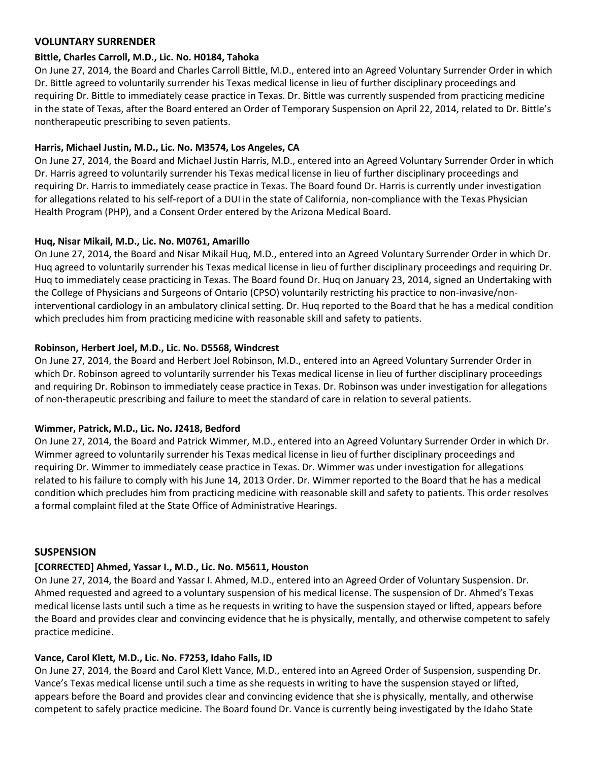## VOLUNTARY SURRENDER

**Bittle, Charles Carroll, M.D., Lic. No. H0184, Tahoka**

On June 27, 2014, the Board and Charles Carroll Bittle, M.D., entered into an Agreed Voluntary Surrender Order in which Dr. Bittle agreed to voluntarily surrender his Texas medical license in lieu of further disciplinary proceedings and requiring Dr. Bittle to immediately cease practice in Texas. Dr. Bittle was currently suspended from practicing medicine in the state of Texas, after the Board entered an Order of Temporary Suspension on April 22, 2014, related to Dr. Bittle's nontherapeutic prescribing to seven patients.

**Harris, Michael Justin, M.D., Lic. No. M3574, Los Angeles, CA**

On June 27, 2014, the Board and Michael Justin Harris, M.D., entered into an Agreed Voluntary Surrender Order in which Dr. Harris agreed to voluntarily surrender his Texas medical license in lieu of further disciplinary proceedings and requiring Dr. Harris to immediately cease practice in Texas. The Board found Dr. Harris is currently under investigation for allegations related to his self-report of a DUI in the state of California, non-compliance with the Texas Physician Health Program (PHP), and a Consent Order entered by the Arizona Medical Board.

**Huq, Nisar Mikail, M.D., Lic. No. M0761, Amarillo**

On June 27, 2014, the Board and Nisar Mikail Huq, M.D., entered into an Agreed Voluntary Surrender Order in which Dr. Huq agreed to voluntarily surrender his Texas medical license in lieu of further disciplinary proceedings and requiring Dr. Huq to immediately cease practicing in Texas. The Board found Dr. Huq on January 23, 2014, signed an Undertaking with the College of Physicians and Surgeons of Ontario (CPSO) voluntarily restricting his practice to non-invasive/non-interventional cardiology in an ambulatory clinical setting. Dr. Huq reported to the Board that he has a medical condition which precludes him from practicing medicine with reasonable skill and safety to patients.

**Robinson, Herbert Joel, M.D., Lic. No. D5568, Windcrest**

On June 27, 2014, the Board and Herbert Joel Robinson, M.D., entered into an Agreed Voluntary Surrender Order in which Dr. Robinson agreed to voluntarily surrender his Texas medical license in lieu of further disciplinary proceedings and requiring Dr. Robinson to immediately cease practice in Texas. Dr. Robinson was under investigation for allegations of non-therapeutic prescribing and failure to meet the standard of care in relation to several patients.

**Wimmer, Patrick, M.D., Lic. No. J2418, Bedford**

On June 27, 2014, the Board and Patrick Wimmer, M.D., entered into an Agreed Voluntary Surrender Order in which Dr. Wimmer agreed to voluntarily surrender his Texas medical license in lieu of further disciplinary proceedings and requiring Dr. Wimmer to immediately cease practice in Texas. Dr. Wimmer was under investigation for allegations related to his failure to comply with his June 14, 2013 Order. Dr. Wimmer reported to the Board that he has a medical condition which precludes him from practicing medicine with reasonable skill and safety to patients. This order resolves a formal complaint filed at the State Office of Administrative Hearings.

## SUSPENSION

**[CORRECTED] Ahmed, Yassar I., M.D., Lic. No. M5611, Houston**

On June 27, 2014, the Board and Yassar I. Ahmed, M.D., entered into an Agreed Order of Voluntary Suspension. Dr. Ahmed requested and agreed to a voluntary suspension of his medical license. The suspension of Dr. Ahmed's Texas medical license lasts until such a time as he requests in writing to have the suspension stayed or lifted, appears before the Board and provides clear and convincing evidence that he is physically, mentally, and otherwise competent to safely practice medicine.

**Vance, Carol Klett, M.D., Lic. No. F7253, Idaho Falls, ID**

On June 27, 2014, the Board and Carol Klett Vance, M.D., entered into an Agreed Order of Suspension, suspending Dr. Vance's Texas medical license until such a time as she requests in writing to have the suspension stayed or lifted, appears before the Board and provides clear and convincing evidence that she is physically, mentally, and otherwise competent to safely practice medicine. The Board found Dr. Vance is currently being investigated by the Idaho State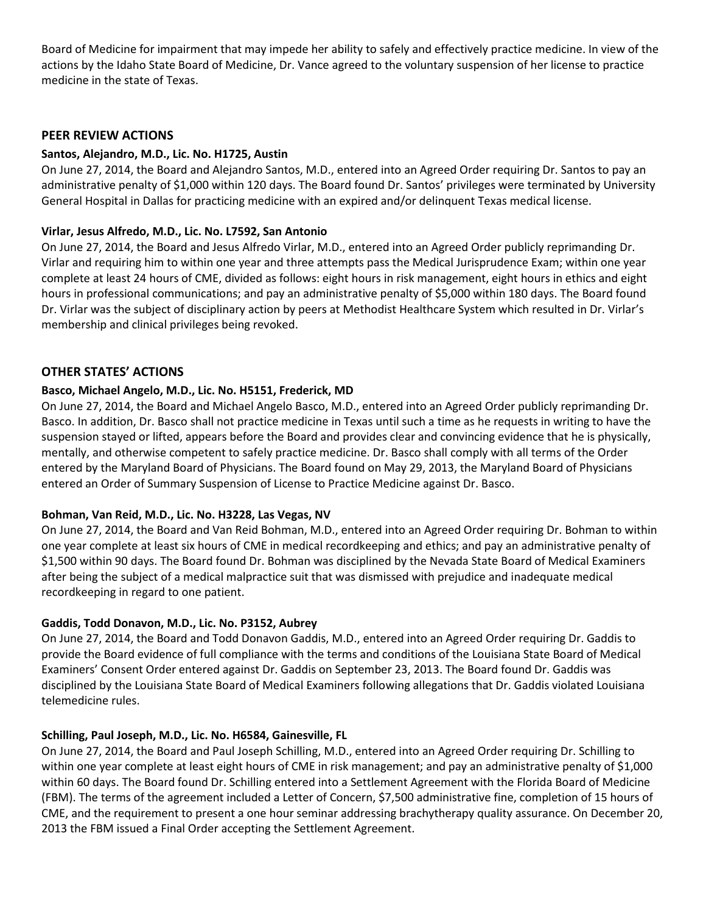Board of Medicine for impairment that may impede her ability to safely and effectively practice medicine. In view of the actions by the Idaho State Board of Medicine, Dr. Vance agreed to the voluntary suspension of her license to practice medicine in the state of Texas.

## PEER REVIEW ACTIONS

**Santos, Alejandro, M.D., Lic. No. H1725, Austin**

On June 27, 2014, the Board and Alejandro Santos, M.D., entered into an Agreed Order requiring Dr. Santos to pay an administrative penalty of $1,000 within 120 days. The Board found Dr. Santos' privileges were terminated by University General Hospital in Dallas for practicing medicine with an expired and/or delinquent Texas medical license.

**Virlar, Jesus Alfredo, M.D., Lic. No. L7592, San Antonio**

On June 27, 2014, the Board and Jesus Alfredo Virlar, M.D., entered into an Agreed Order publicly reprimanding Dr. Virlar and requiring him to within one year and three attempts pass the Medical Jurisprudence Exam; within one year complete at least 24 hours of CME, divided as follows: eight hours in risk management, eight hours in ethics and eight hours in professional communications; and pay an administrative penalty of $5,000 within 180 days. The Board found Dr. Virlar was the subject of disciplinary action by peers at Methodist Healthcare System which resulted in Dr. Virlar's membership and clinical privileges being revoked.

## OTHER STATES' ACTIONS

**Basco, Michael Angelo, M.D., Lic. No. H5151, Frederick, MD**

On June 27, 2014, the Board and Michael Angelo Basco, M.D., entered into an Agreed Order publicly reprimanding Dr. Basco. In addition, Dr. Basco shall not practice medicine in Texas until such a time as he requests in writing to have the suspension stayed or lifted, appears before the Board and provides clear and convincing evidence that he is physically, mentally, and otherwise competent to safely practice medicine. Dr. Basco shall comply with all terms of the Order entered by the Maryland Board of Physicians. The Board found on May 29, 2013, the Maryland Board of Physicians entered an Order of Summary Suspension of License to Practice Medicine against Dr. Basco.

**Bohman, Van Reid, M.D., Lic. No. H3228, Las Vegas, NV**

On June 27, 2014, the Board and Van Reid Bohman, M.D., entered into an Agreed Order requiring Dr. Bohman to within one year complete at least six hours of CME in medical recordkeeping and ethics; and pay an administrative penalty of $1,500 within 90 days. The Board found Dr. Bohman was disciplined by the Nevada State Board of Medical Examiners after being the subject of a medical malpractice suit that was dismissed with prejudice and inadequate medical recordkeeping in regard to one patient.

**Gaddis, Todd Donavon, M.D., Lic. No. P3152, Aubrey**

On June 27, 2014, the Board and Todd Donavon Gaddis, M.D., entered into an Agreed Order requiring Dr. Gaddis to provide the Board evidence of full compliance with the terms and conditions of the Louisiana State Board of Medical Examiners' Consent Order entered against Dr. Gaddis on September 23, 2013. The Board found Dr. Gaddis was disciplined by the Louisiana State Board of Medical Examiners following allegations that Dr. Gaddis violated Louisiana telemedicine rules.

**Schilling, Paul Joseph, M.D., Lic. No. H6584, Gainesville, FL**

On June 27, 2014, the Board and Paul Joseph Schilling, M.D., entered into an Agreed Order requiring Dr. Schilling to within one year complete at least eight hours of CME in risk management; and pay an administrative penalty of $1,000 within 60 days. The Board found Dr. Schilling entered into a Settlement Agreement with the Florida Board of Medicine (FBM). The terms of the agreement included a Letter of Concern, $7,500 administrative fine, completion of 15 hours of CME, and the requirement to present a one hour seminar addressing brachytherapy quality assurance. On December 20, 2013 the FBM issued a Final Order accepting the Settlement Agreement.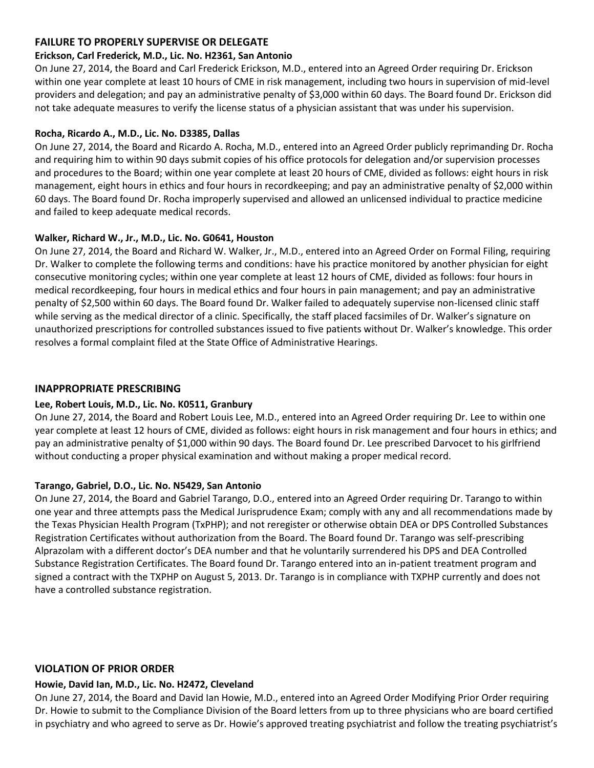## FAILURE TO PROPERLY SUPERVISE OR DELEGATE

**Erickson, Carl Frederick, M.D., Lic. No. H2361, San Antonio**

On June 27, 2014, the Board and Carl Frederick Erickson, M.D., entered into an Agreed Order requiring Dr. Erickson within one year complete at least 10 hours of CME in risk management, including two hours in supervision of mid-level providers and delegation; and pay an administrative penalty of $3,000 within 60 days. The Board found Dr. Erickson did not take adequate measures to verify the license status of a physician assistant that was under his supervision.

**Rocha, Ricardo A., M.D., Lic. No. D3385, Dallas**

On June 27, 2014, the Board and Ricardo A. Rocha, M.D., entered into an Agreed Order publicly reprimanding Dr. Rocha and requiring him to within 90 days submit copies of his office protocols for delegation and/or supervision processes and procedures to the Board; within one year complete at least 20 hours of CME, divided as follows: eight hours in risk management, eight hours in ethics and four hours in recordkeeping; and pay an administrative penalty of $2,000 within 60 days. The Board found Dr. Rocha improperly supervised and allowed an unlicensed individual to practice medicine and failed to keep adequate medical records.

**Walker, Richard W., Jr., M.D., Lic. No. G0641, Houston**

On June 27, 2014, the Board and Richard W. Walker, Jr., M.D., entered into an Agreed Order on Formal Filing, requiring Dr. Walker to complete the following terms and conditions: have his practice monitored by another physician for eight consecutive monitoring cycles; within one year complete at least 12 hours of CME, divided as follows: four hours in medical recordkeeping, four hours in medical ethics and four hours in pain management; and pay an administrative penalty of $2,500 within 60 days. The Board found Dr. Walker failed to adequately supervise non-licensed clinic staff while serving as the medical director of a clinic. Specifically, the staff placed facsimiles of Dr. Walker's signature on unauthorized prescriptions for controlled substances issued to five patients without Dr. Walker's knowledge. This order resolves a formal complaint filed at the State Office of Administrative Hearings.

## INAPPROPRIATE PRESCRIBING

**Lee, Robert Louis, M.D., Lic. No. K0511, Granbury**

On June 27, 2014, the Board and Robert Louis Lee, M.D., entered into an Agreed Order requiring Dr. Lee to within one year complete at least 12 hours of CME, divided as follows: eight hours in risk management and four hours in ethics; and pay an administrative penalty of $1,000 within 90 days. The Board found Dr. Lee prescribed Darvocet to his girlfriend without conducting a proper physical examination and without making a proper medical record.

**Tarango, Gabriel, D.O., Lic. No. N5429, San Antonio**

On June 27, 2014, the Board and Gabriel Tarango, D.O., entered into an Agreed Order requiring Dr. Tarango to within one year and three attempts pass the Medical Jurisprudence Exam; comply with any and all recommendations made by the Texas Physician Health Program (TxPHP); and not reregister or otherwise obtain DEA or DPS Controlled Substances Registration Certificates without authorization from the Board. The Board found Dr. Tarango was self-prescribing Alprazolam with a different doctor's DEA number and that he voluntarily surrendered his DPS and DEA Controlled Substance Registration Certificates. The Board found Dr. Tarango entered into an in-patient treatment program and signed a contract with the TXPHP on August 5, 2013. Dr. Tarango is in compliance with TXPHP currently and does not have a controlled substance registration.

## VIOLATION OF PRIOR ORDER

**Howie, David Ian, M.D., Lic. No. H2472, Cleveland**

On June 27, 2014, the Board and David Ian Howie, M.D., entered into an Agreed Order Modifying Prior Order requiring Dr. Howie to submit to the Compliance Division of the Board letters from up to three physicians who are board certified in psychiatry and who agreed to serve as Dr. Howie's approved treating psychiatrist and follow the treating psychiatrist's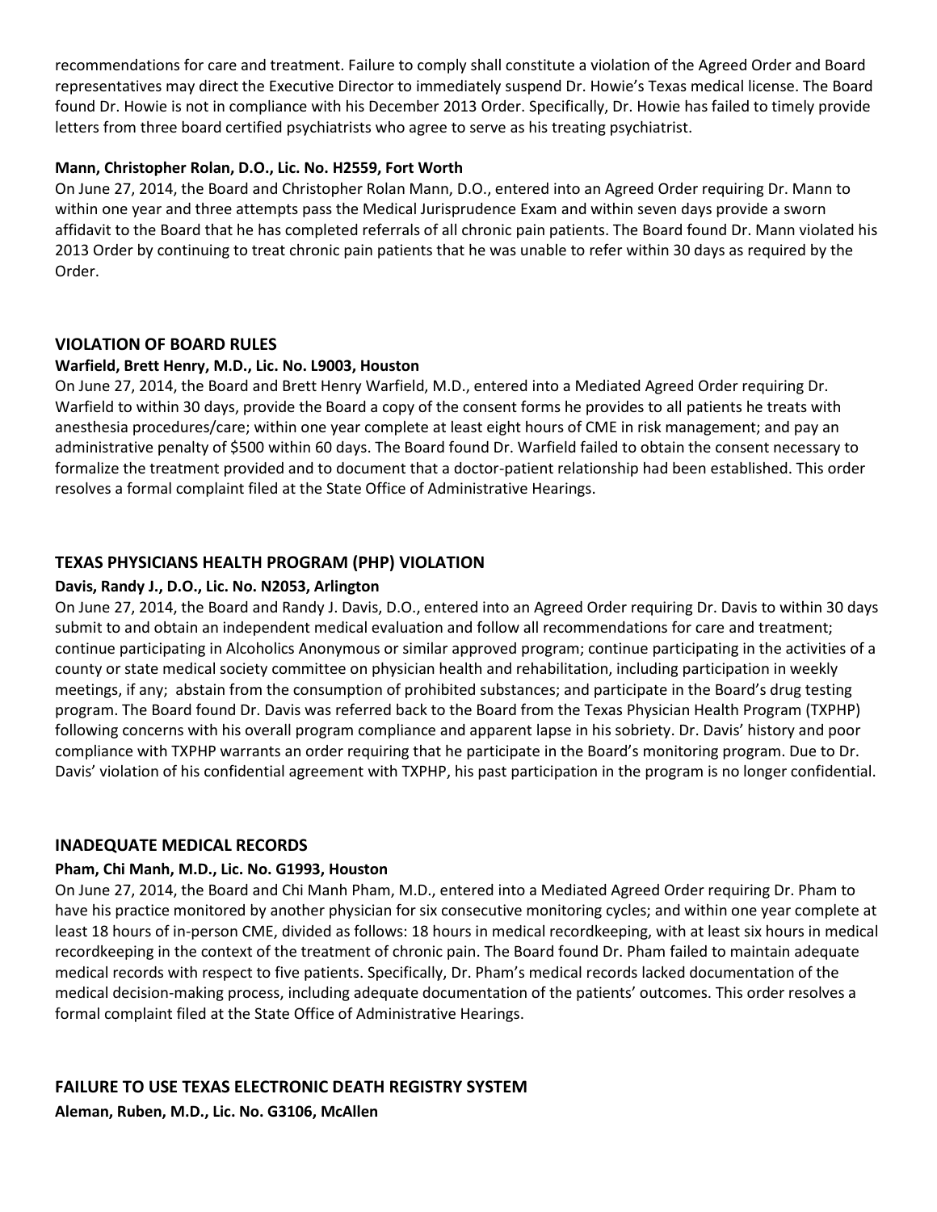recommendations for care and treatment. Failure to comply shall constitute a violation of the Agreed Order and Board representatives may direct the Executive Director to immediately suspend Dr. Howie's Texas medical license. The Board found Dr. Howie is not in compliance with his December 2013 Order. Specifically, Dr. Howie has failed to timely provide letters from three board certified psychiatrists who agree to serve as his treating psychiatrist.

**Mann, Christopher Rolan, D.O., Lic. No. H2559, Fort Worth**

On June 27, 2014, the Board and Christopher Rolan Mann, D.O., entered into an Agreed Order requiring Dr. Mann to within one year and three attempts pass the Medical Jurisprudence Exam and within seven days provide a sworn affidavit to the Board that he has completed referrals of all chronic pain patients. The Board found Dr. Mann violated his 2013 Order by continuing to treat chronic pain patients that he was unable to refer within 30 days as required by the Order.

## VIOLATION OF BOARD RULES

**Warfield, Brett Henry, M.D., Lic. No. L9003, Houston**

On June 27, 2014, the Board and Brett Henry Warfield, M.D., entered into a Mediated Agreed Order requiring Dr. Warfield to within 30 days, provide the Board a copy of the consent forms he provides to all patients he treats with anesthesia procedures/care; within one year complete at least eight hours of CME in risk management; and pay an administrative penalty of $500 within 60 days. The Board found Dr. Warfield failed to obtain the consent necessary to formalize the treatment provided and to document that a doctor-patient relationship had been established. This order resolves a formal complaint filed at the State Office of Administrative Hearings.

## TEXAS PHYSICIANS HEALTH PROGRAM (PHP) VIOLATION

**Davis, Randy J., D.O., Lic. No. N2053, Arlington**

On June 27, 2014, the Board and Randy J. Davis, D.O., entered into an Agreed Order requiring Dr. Davis to within 30 days submit to and obtain an independent medical evaluation and follow all recommendations for care and treatment; continue participating in Alcoholics Anonymous or similar approved program; continue participating in the activities of a county or state medical society committee on physician health and rehabilitation, including participation in weekly meetings, if any; abstain from the consumption of prohibited substances; and participate in the Board's drug testing program. The Board found Dr. Davis was referred back to the Board from the Texas Physician Health Program (TXPHP) following concerns with his overall program compliance and apparent lapse in his sobriety. Dr. Davis' history and poor compliance with TXPHP warrants an order requiring that he participate in the Board's monitoring program. Due to Dr. Davis' violation of his confidential agreement with TXPHP, his past participation in the program is no longer confidential.

## INADEQUATE MEDICAL RECORDS

**Pham, Chi Manh, M.D., Lic. No. G1993, Houston**

On June 27, 2014, the Board and Chi Manh Pham, M.D., entered into a Mediated Agreed Order requiring Dr. Pham to have his practice monitored by another physician for six consecutive monitoring cycles; and within one year complete at least 18 hours of in-person CME, divided as follows: 18 hours in medical recordkeeping, with at least six hours in medical recordkeeping in the context of the treatment of chronic pain. The Board found Dr. Pham failed to maintain adequate medical records with respect to five patients. Specifically, Dr. Pham's medical records lacked documentation of the medical decision-making process, including adequate documentation of the patients' outcomes. This order resolves a formal complaint filed at the State Office of Administrative Hearings.

## FAILURE TO USE TEXAS ELECTRONIC DEATH REGISTRY SYSTEM

**Aleman, Ruben, M.D., Lic. No. G3106, McAllen**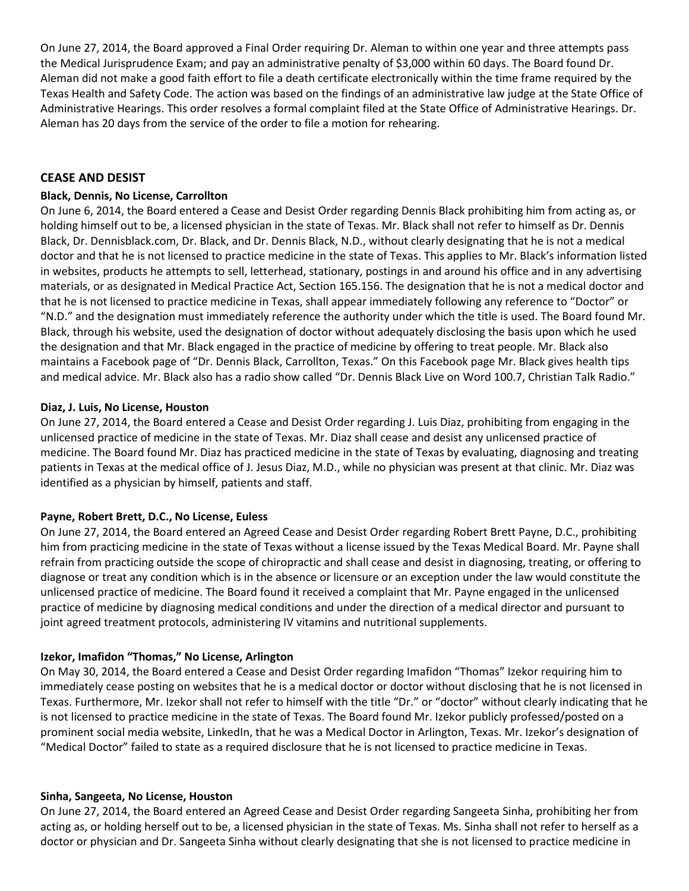On June 27, 2014, the Board approved a Final Order requiring Dr. Aleman to within one year and three attempts pass the Medical Jurisprudence Exam; and pay an administrative penalty of $3,000 within 60 days. The Board found Dr. Aleman did not make a good faith effort to file a death certificate electronically within the time frame required by the Texas Health and Safety Code. The action was based on the findings of an administrative law judge at the State Office of Administrative Hearings. This order resolves a formal complaint filed at the State Office of Administrative Hearings. Dr. Aleman has 20 days from the service of the order to file a motion for rehearing.

## CEASE AND DESIST

**Black, Dennis, No License, Carrollton**

On June 6, 2014, the Board entered a Cease and Desist Order regarding Dennis Black prohibiting him from acting as, or holding himself out to be, a licensed physician in the state of Texas. Mr. Black shall not refer to himself as Dr. Dennis Black, Dr. Dennisblack.com, Dr. Black, and Dr. Dennis Black, N.D., without clearly designating that he is not a medical doctor and that he is not licensed to practice medicine in the state of Texas. This applies to Mr. Black's information listed in websites, products he attempts to sell, letterhead, stationary, postings in and around his office and in any advertising materials, or as designated in Medical Practice Act, Section 165.156. The designation that he is not a medical doctor and that he is not licensed to practice medicine in Texas, shall appear immediately following any reference to "Doctor" or "N.D." and the designation must immediately reference the authority under which the title is used. The Board found Mr. Black, through his website, used the designation of doctor without adequately disclosing the basis upon which he used the designation and that Mr. Black engaged in the practice of medicine by offering to treat people. Mr. Black also maintains a Facebook page of "Dr. Dennis Black, Carrollton, Texas." On this Facebook page Mr. Black gives health tips and medical advice. Mr. Black also has a radio show called "Dr. Dennis Black Live on Word 100.7, Christian Talk Radio."

**Diaz, J. Luis, No License, Houston**

On June 27, 2014, the Board entered a Cease and Desist Order regarding J. Luis Diaz, prohibiting from engaging in the unlicensed practice of medicine in the state of Texas. Mr. Diaz shall cease and desist any unlicensed practice of medicine. The Board found Mr. Diaz has practiced medicine in the state of Texas by evaluating, diagnosing and treating patients in Texas at the medical office of J. Jesus Diaz, M.D., while no physician was present at that clinic. Mr. Diaz was identified as a physician by himself, patients and staff.

**Payne, Robert Brett, D.C., No License, Euless**

On June 27, 2014, the Board entered an Agreed Cease and Desist Order regarding Robert Brett Payne, D.C., prohibiting him from practicing medicine in the state of Texas without a license issued by the Texas Medical Board. Mr. Payne shall refrain from practicing outside the scope of chiropractic and shall cease and desist in diagnosing, treating, or offering to diagnose or treat any condition which is in the absence or licensure or an exception under the law would constitute the unlicensed practice of medicine. The Board found it received a complaint that Mr. Payne engaged in the unlicensed practice of medicine by diagnosing medical conditions and under the direction of a medical director and pursuant to joint agreed treatment protocols, administering IV vitamins and nutritional supplements.

**Izekor, Imafidon "Thomas," No License, Arlington**

On May 30, 2014, the Board entered a Cease and Desist Order regarding Imafidon "Thomas" Izekor requiring him to immediately cease posting on websites that he is a medical doctor or doctor without disclosing that he is not licensed in Texas. Furthermore, Mr. Izekor shall not refer to himself with the title "Dr." or "doctor" without clearly indicating that he is not licensed to practice medicine in the state of Texas. The Board found Mr. Izekor publicly professed/posted on a prominent social media website, LinkedIn, that he was a Medical Doctor in Arlington, Texas. Mr. Izekor's designation of "Medical Doctor" failed to state as a required disclosure that he is not licensed to practice medicine in Texas.

**Sinha, Sangeeta, No License, Houston**

On June 27, 2014, the Board entered an Agreed Cease and Desist Order regarding Sangeeta Sinha, prohibiting her from acting as, or holding herself out to be, a licensed physician in the state of Texas. Ms. Sinha shall not refer to herself as a doctor or physician and Dr. Sangeeta Sinha without clearly designating that she is not licensed to practice medicine in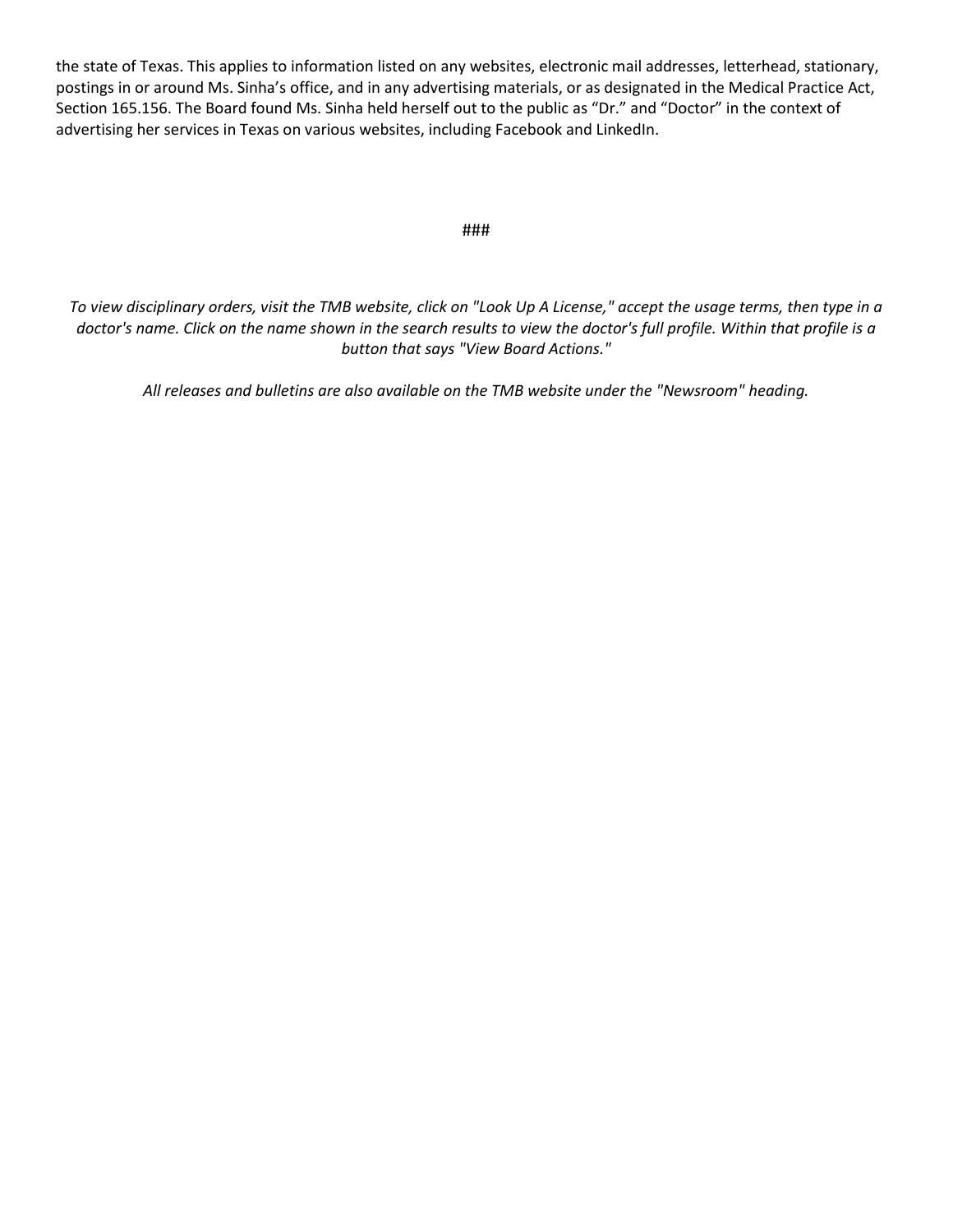the state of Texas. This applies to information listed on any websites, electronic mail addresses, letterhead, stationary, postings in or around Ms. Sinha's office, and in any advertising materials, or as designated in the Medical Practice Act, Section 165.156. The Board found Ms. Sinha held herself out to the public as "Dr." and "Doctor" in the context of advertising her services in Texas on various websites, including Facebook and LinkedIn.

###

*To view disciplinary orders, visit the TMB website, click on "Look Up A License," accept the usage terms, then type in a doctor's name. Click on the name shown in the search results to view the doctor's full profile. Within that profile is a button that says "View Board Actions."*

*All releases and bulletins are also available on the TMB website under the "Newsroom" heading.*